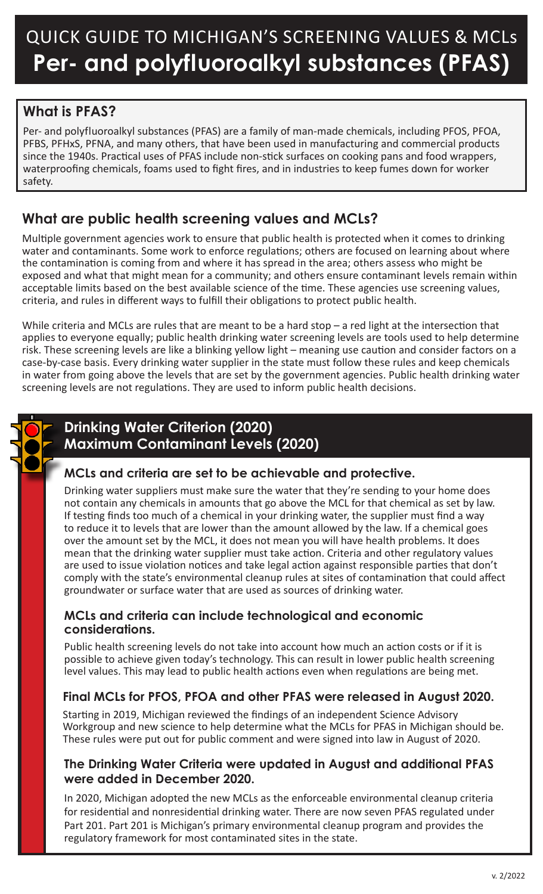# QUICK GUIDE TO MICHIGAN'S SCREENING VALUES & MCLs

# Per- and polyfluoroalkyl substances (PFAS)

## What is PFAS?

Per- and polyfluoroalkyl substances (PFAS) are a family of man-made chemicals, including PFOS, PFOA, PFBS, PFHxS, PFNA, and many others, that have been used in manufacturing and commercial products since the 1940s. Practical uses of PFAS include non-stick surfaces on cooking pans and food wrappers, waterproofing chemicals, foams used to fight fires, and in industries to keep fumes down for worker safety.

## What are public health screening values and MCLs?

Multiple government agencies work to ensure that public health is protected when it comes to drinking water and contaminants. Some work to enforce regulations; others are focused on learning about where the contamination is coming from and where it has spread in the area; others assess who might be exposed and what that might mean for a community; and others ensure contaminant levels remain within acceptable limits based on the best available science of the time. These agencies use screening values, criteria, and rules in different ways to fulfill their obligations to protect public health.

While criteria and MCLs are rules that are meant to be a hard stop – a red light at the intersection that applies to everyone equally; public health drinking water screening levels are tools used to help determine risk. These screening levels are like a blinking yellow light – meaning use caution and consider factors on a case-by-case basis. Every drinking water supplier in the state must follow these rules and keep chemicals in water from going above the levels that are set by the government agencies. Public health drinking water screening levels are not regulations. They are used to inform public health decisions.

## Drinking Water Criterion (2020) Maximum Contaminant Levels (2020)

### MCLs and criteria are set to be achievable and protective.

Drinking water suppliers must make sure the water that they're sending to your home does not contain any chemicals in amounts that go above the MCL for that chemical as set by law. If testing finds too much of a chemical in your drinking water, the supplier must find a way to reduce it to levels that are lower than the amount allowed by the law. If a chemical goes over the amount set by the MCL, it does not mean you will have health problems. It does mean that the drinking water supplier must take action. Criteria and other regulatory values are used to issue violation notices and take legal action against responsible parties that don't comply with the state's environmental cleanup rules at sites of contamination that could affect groundwater or surface water that are used as sources of drinking water.

### MCLs and criteria can include technological and economic considerations.

Public health screening levels do not take into account how much an action costs or if it is possible to achieve given today's technology. This can result in lower public health screening level values. This may lead to public health actions even when regulations are being met.

### Final MCLs for PFOS, PFOA and other PFAS were released in August 2020.

Starting in 2019, Michigan reviewed the findings of an independent Science Advisory Workgroup and new science to help determine what the MCLs for PFAS in Michigan should be. These rules were put out for public comment and were signed into law in August of 2020.

### The Drinking Water Criteria were updated in August and additional PFAS were added in December 2020.

In 2020, Michigan adopted the new MCLs as the enforceable environmental cleanup criteria for residential and nonresidential drinking water. There are now seven PFAS regulated under Part 201. Part 201 is Michigan's primary environmental cleanup program and provides the regulatory framework for most contaminated sites in the state.

v. 2/2022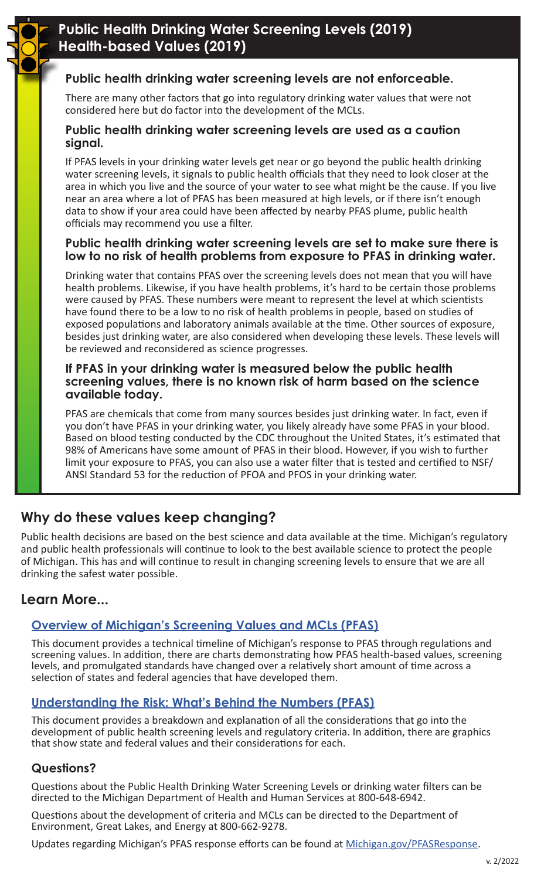# Public Health Drinking Water Screening Levels (2019) Health-based Values (2019)

### Public health drinking water screening levels are not enforceable.

There are many other factors that go into regulatory drinking water values that were not considered here but do factor into the development of the MCLs.

### Public health drinking water screening levels are used as a caution signal.

If PFAS levels in your drinking water levels get near or go beyond the public health drinking water screening levels, it signals to public health officials that they need to look closer at the area in which you live and the source of your water to see what might be the cause. If you live near an area where a lot of PFAS has been measured at high levels, or if there isn't enough data to show if your area could have been affected by nearby PFAS plume, public health officials may recommend you use a filter.

### Public health drinking water screening levels are set to make sure there is low to no risk of health problems from exposure to PFAS in drinking water.

Drinking water that contains PFAS over the screening levels does not mean that you will have health problems. Likewise, if you have health problems, it's hard to be certain those problems were caused by PFAS. These numbers were meant to represent the level at which scientists have found there to be a low to no risk of health problems in people, based on studies of exposed populations and laboratory animals available at the time. Other sources of exposure, besides just drinking water, are also considered when developing these levels. These levels will be reviewed and reconsidered as science progresses.

### If PFAS in your drinking water is measured below the public health screening values, there is no known risk of harm based on the science available today.

PFAS are chemicals that come from many sources besides just drinking water. In fact, even if you don't have PFAS in your drinking water, you likely already have some PFAS in your blood. Based on blood testing conducted by the CDC throughout the United States, it's estimated that 98% of Americans have some amount of PFAS in their blood. However, if you wish to further limit your exposure to PFAS, you can also use a water filter that is tested and certified to NSF/ANSI Standard 53 for the reduction of PFOA and PFOS in your drinking water.

## Why do these values keep changing?

Public health decisions are based on the best science and data available at the time. Michigan's regulatory and public health professionals will continue to look to the best available science to protect the people of Michigan. This has and will continue to result in changing screening levels to ensure that we are all drinking the safest water possible.

## Learn More...

### Overview of Michigan's Screening Values and MCLs (PFAS)

This document provides a technical timeline of Michigan's response to PFAS through regulations and screening values. In addition, there are charts demonstrating how PFAS health-based values, screening levels, and promulgated standards have changed over a relatively short amount of time across a selection of states and federal agencies that have developed them.

### Understanding the Risk: What's Behind the Numbers (PFAS)

This document provides a breakdown and explanation of all the considerations that go into the development of public health screening levels and regulatory criteria. In addition, there are graphics that show state and federal values and their considerations for each.

### Questions?

Questions about the Public Health Drinking Water Screening Levels or drinking water filters can be directed to the Michigan Department of Health and Human Services at 800-648-6942.

Questions about the development of criteria and MCLs can be directed to the Department of Environment, Great Lakes, and Energy at 800-662-9278.

Updates regarding Michigan's PFAS response efforts can be found at Michigan.gov/PFASResponse.

v. 2/2022